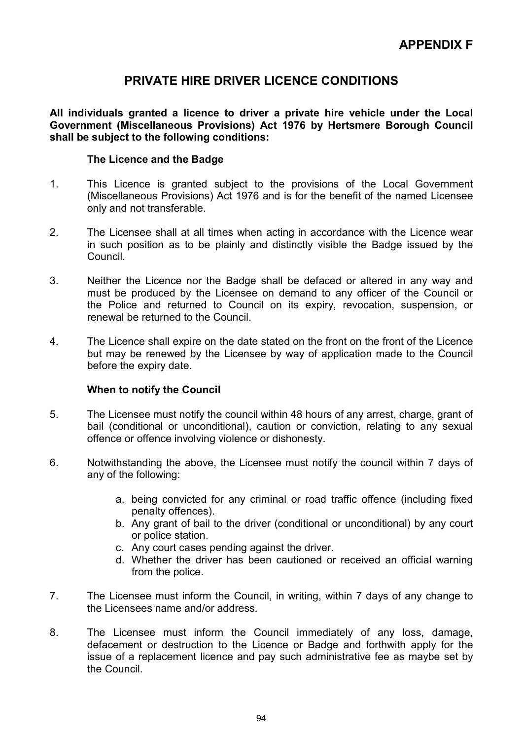**APPENDIX F**

# PRIVATE HIRE DRIVER LICENCE CONDITIONS

**All individuals granted a licence to driver a private hire vehicle under the Local Government (Miscellaneous Provisions) Act 1976 by Hertsmere Borough Council shall be subject to the following conditions:**

## The Licence and the Badge

1. This Licence is granted subject to the provisions of the Local Government (Miscellaneous Provisions) Act 1976 and is for the benefit of the named Licensee only and not transferable.

2. The Licensee shall at all times when acting in accordance with the Licence wear in such position as to be plainly and distinctly visible the Badge issued by the Council.

3. Neither the Licence nor the Badge shall be defaced or altered in any way and must be produced by the Licensee on demand to any officer of the Council or the Police and returned to Council on its expiry, revocation, suspension, or renewal be returned to the Council.

4. The Licence shall expire on the date stated on the front on the front of the Licence but may be renewed by the Licensee by way of application made to the Council before the expiry date.

## When to notify the Council

5. The Licensee must notify the council within 48 hours of any arrest, charge, grant of bail (conditional or unconditional), caution or conviction, relating to any sexual offence or offence involving violence or dishonesty.

6. Notwithstanding the above, the Licensee must notify the council within 7 days of any of the following:

   a. being convicted for any criminal or road traffic offence (including fixed penalty offences).
   b. Any grant of bail to the driver (conditional or unconditional) by any court or police station.
   c. Any court cases pending against the driver.
   d. Whether the driver has been cautioned or received an official warning from the police.

7. The Licensee must inform the Council, in writing, within 7 days of any change to the Licensees name and/or address.

8. The Licensee must inform the Council immediately of any loss, damage, defacement or destruction to the Licence or Badge and forthwith apply for the issue of a replacement licence and pay such administrative fee as maybe set by the Council.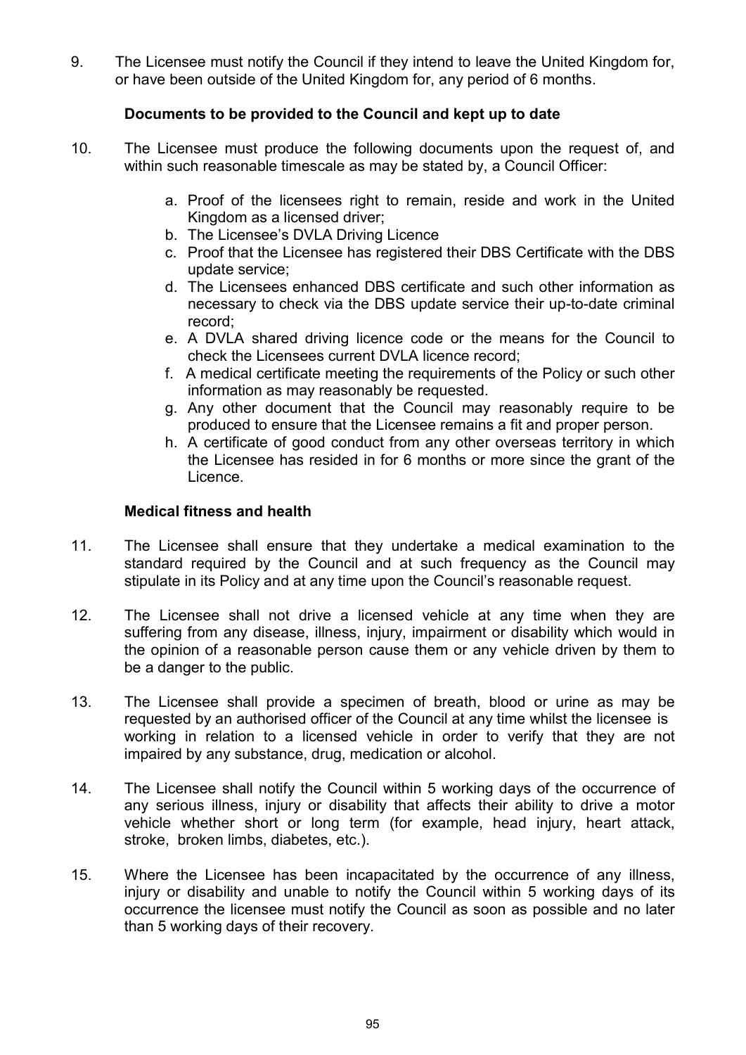9. The Licensee must notify the Council if they intend to leave the United Kingdom for, or have been outside of the United Kingdom for, any period of 6 months.

**Documents to be provided to the Council and kept up to date**

10. The Licensee must produce the following documents upon the request of, and within such reasonable timescale as may be stated by, a Council Officer:

    a. Proof of the licensees right to remain, reside and work in the United Kingdom as a licensed driver;
    b. The Licensee's DVLA Driving Licence
    c. Proof that the Licensee has registered their DBS Certificate with the DBS update service;
    d. The Licensees enhanced DBS certificate and such other information as necessary to check via the DBS update service their up-to-date criminal record;
    e. A DVLA shared driving licence code or the means for the Council to check the Licensees current DVLA licence record;
    f. A medical certificate meeting the requirements of the Policy or such other information as may reasonably be requested.
    g. Any other document that the Council may reasonably require to be produced to ensure that the Licensee remains a fit and proper person.
    h. A certificate of good conduct from any other overseas territory in which the Licensee has resided in for 6 months or more since the grant of the Licence.

**Medical fitness and health**

11. The Licensee shall ensure that they undertake a medical examination to the standard required by the Council and at such frequency as the Council may stipulate in its Policy and at any time upon the Council's reasonable request.

12. The Licensee shall not drive a licensed vehicle at any time when they are suffering from any disease, illness, injury, impairment or disability which would in the opinion of a reasonable person cause them or any vehicle driven by them to be a danger to the public.

13. The Licensee shall provide a specimen of breath, blood or urine as may be requested by an authorised officer of the Council at any time whilst the licensee is working in relation to a licensed vehicle in order to verify that they are not impaired by any substance, drug, medication or alcohol.

14. The Licensee shall notify the Council within 5 working days of the occurrence of any serious illness, injury or disability that affects their ability to drive a motor vehicle whether short or long term (for example, head injury, heart attack, stroke, broken limbs, diabetes, etc.).

15. Where the Licensee has been incapacitated by the occurrence of any illness, injury or disability and unable to notify the Council within 5 working days of its occurrence the licensee must notify the Council as soon as possible and no later than 5 working days of their recovery.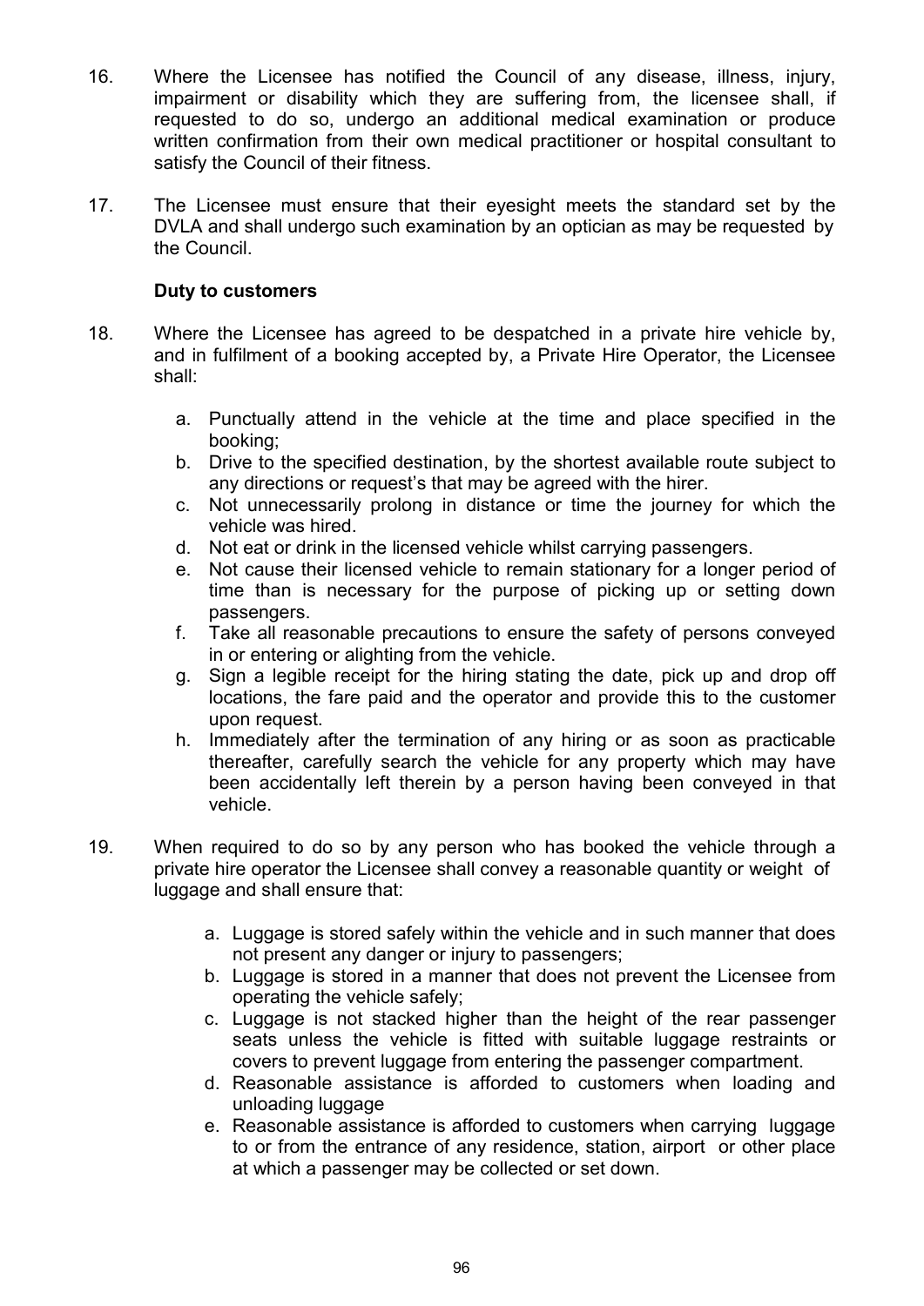16. Where the Licensee has notified the Council of any disease, illness, injury, impairment or disability which they are suffering from, the licensee shall, if requested to do so, undergo an additional medical examination or produce written confirmation from their own medical practitioner or hospital consultant to satisfy the Council of their fitness.

17. The Licensee must ensure that their eyesight meets the standard set by the DVLA and shall undergo such examination by an optician as may be requested by the Council.

**Duty to customers**

18. Where the Licensee has agreed to be despatched in a private hire vehicle by, and in fulfilment of a booking accepted by, a Private Hire Operator, the Licensee shall:

    a. Punctually attend in the vehicle at the time and place specified in the booking;
    b. Drive to the specified destination, by the shortest available route subject to any directions or request's that may be agreed with the hirer.
    c. Not unnecessarily prolong in distance or time the journey for which the vehicle was hired.
    d. Not eat or drink in the licensed vehicle whilst carrying passengers.
    e. Not cause their licensed vehicle to remain stationary for a longer period of time than is necessary for the purpose of picking up or setting down passengers.
    f. Take all reasonable precautions to ensure the safety of persons conveyed in or entering or alighting from the vehicle.
    g. Sign a legible receipt for the hiring stating the date, pick up and drop off locations, the fare paid and the operator and provide this to the customer upon request.
    h. Immediately after the termination of any hiring or as soon as practicable thereafter, carefully search the vehicle for any property which may have been accidentally left therein by a person having been conveyed in that vehicle.

19. When required to do so by any person who has booked the vehicle through a private hire operator the Licensee shall convey a reasonable quantity or weight of luggage and shall ensure that:

    a. Luggage is stored safely within the vehicle and in such manner that does not present any danger or injury to passengers;
    b. Luggage is stored in a manner that does not prevent the Licensee from operating the vehicle safely;
    c. Luggage is not stacked higher than the height of the rear passenger seats unless the vehicle is fitted with suitable luggage restraints or covers to prevent luggage from entering the passenger compartment.
    d. Reasonable assistance is afforded to customers when loading and unloading luggage
    e. Reasonable assistance is afforded to customers when carrying luggage to or from the entrance of any residence, station, airport or other place at which a passenger may be collected or set down.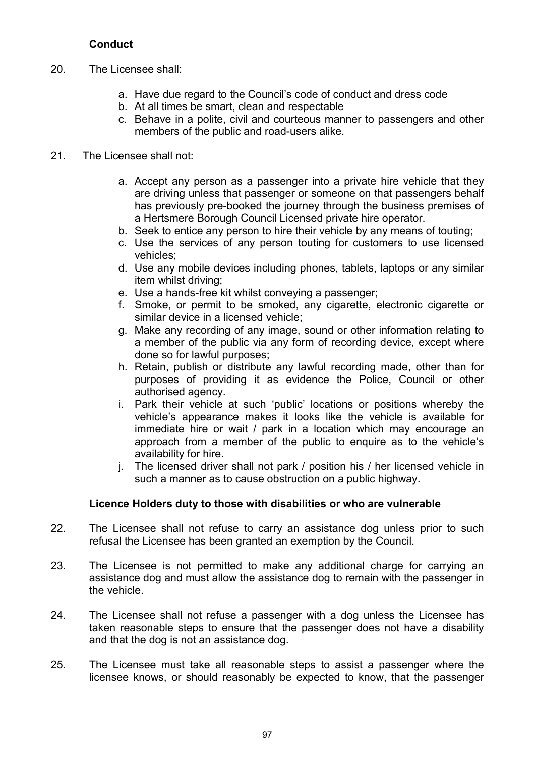### Conduct

20. The Licensee shall:

    a. Have due regard to the Council's code of conduct and dress code
    b. At all times be smart, clean and respectable
    c. Behave in a polite, civil and courteous manner to passengers and other members of the public and road-users alike.

21. The Licensee shall not:

    a. Accept any person as a passenger into a private hire vehicle that they are driving unless that passenger or someone on that passengers behalf has previously pre-booked the journey through the business premises of a Hertsmere Borough Council Licensed private hire operator.
    b. Seek to entice any person to hire their vehicle by any means of touting;
    c. Use the services of any person touting for customers to use licensed vehicles;
    d. Use any mobile devices including phones, tablets, laptops or any similar item whilst driving;
    e. Use a hands-free kit whilst conveying a passenger;
    f. Smoke, or permit to be smoked, any cigarette, electronic cigarette or similar device in a licensed vehicle;
    g. Make any recording of any image, sound or other information relating to a member of the public via any form of recording device, except where done so for lawful purposes;
    h. Retain, publish or distribute any lawful recording made, other than for purposes of providing it as evidence the Police, Council or other authorised agency.
    i. Park their vehicle at such 'public' locations or positions whereby the vehicle's appearance makes it looks like the vehicle is available for immediate hire or wait / park in a location which may encourage an approach from a member of the public to enquire as to the vehicle's availability for hire.
    j. The licensed driver shall not park / position his / her licensed vehicle in such a manner as to cause obstruction on a public highway.

### Licence Holders duty to those with disabilities or who are vulnerable

22. The Licensee shall not refuse to carry an assistance dog unless prior to such refusal the Licensee has been granted an exemption by the Council.

23. The Licensee is not permitted to make any additional charge for carrying an assistance dog and must allow the assistance dog to remain with the passenger in the vehicle.

24. The Licensee shall not refuse a passenger with a dog unless the Licensee has taken reasonable steps to ensure that the passenger does not have a disability and that the dog is not an assistance dog.

25. The Licensee must take all reasonable steps to assist a passenger where the licensee knows, or should reasonably be expected to know, that the passenger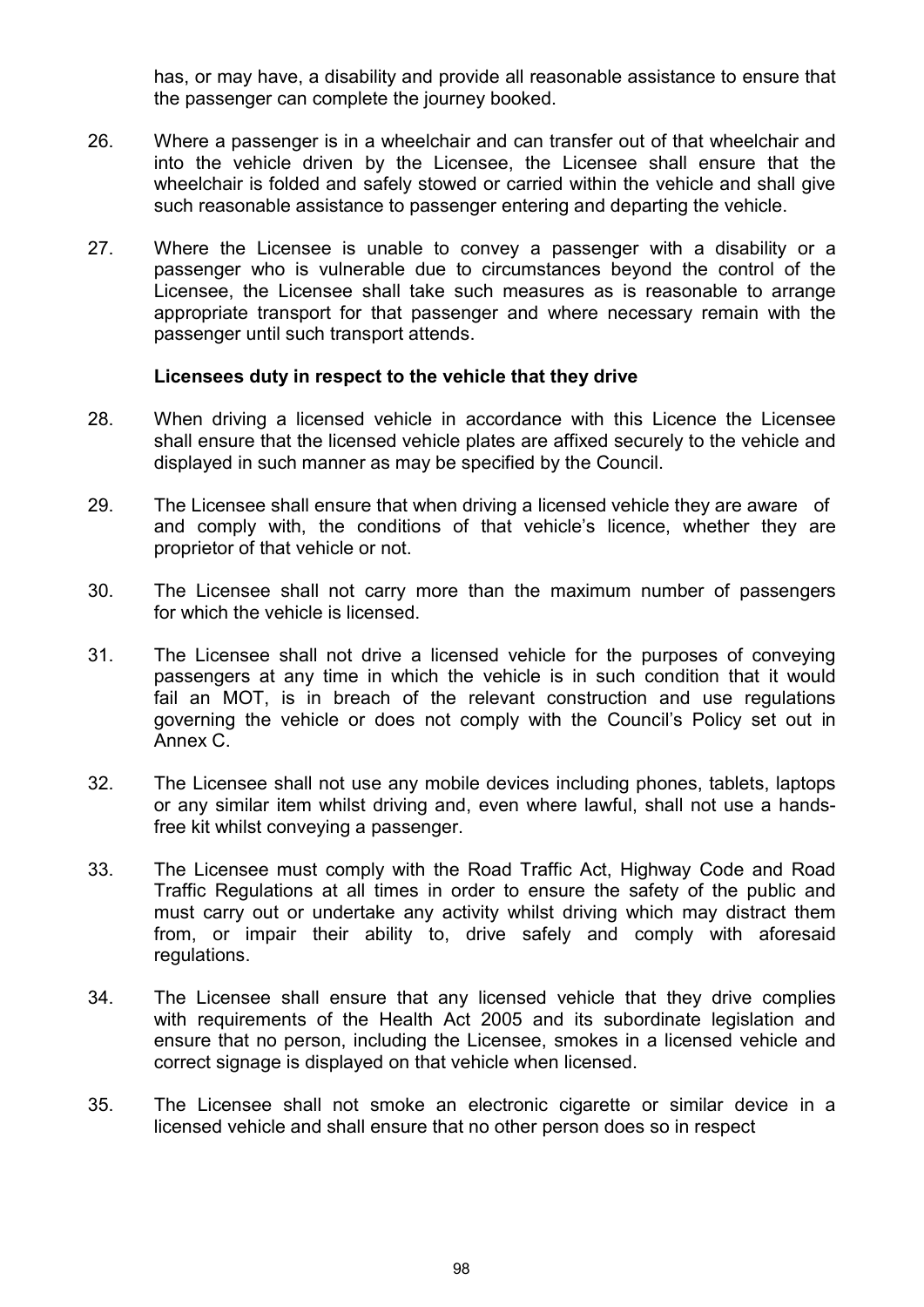has, or may have, a disability and provide all reasonable assistance to ensure that the passenger can complete the journey booked.

26. Where a passenger is in a wheelchair and can transfer out of that wheelchair and into the vehicle driven by the Licensee, the Licensee shall ensure that the wheelchair is folded and safely stowed or carried within the vehicle and shall give such reasonable assistance to passenger entering and departing the vehicle.

27. Where the Licensee is unable to convey a passenger with a disability or a passenger who is vulnerable due to circumstances beyond the control of the Licensee, the Licensee shall take such measures as is reasonable to arrange appropriate transport for that passenger and where necessary remain with the passenger until such transport attends.

**Licensees duty in respect to the vehicle that they drive**

28. When driving a licensed vehicle in accordance with this Licence the Licensee shall ensure that the licensed vehicle plates are affixed securely to the vehicle and displayed in such manner as may be specified by the Council.

29. The Licensee shall ensure that when driving a licensed vehicle they are aware of and comply with, the conditions of that vehicle's licence, whether they are proprietor of that vehicle or not.

30. The Licensee shall not carry more than the maximum number of passengers for which the vehicle is licensed.

31. The Licensee shall not drive a licensed vehicle for the purposes of conveying passengers at any time in which the vehicle is in such condition that it would fail an MOT, is in breach of the relevant construction and use regulations governing the vehicle or does not comply with the Council's Policy set out in Annex C.

32. The Licensee shall not use any mobile devices including phones, tablets, laptops or any similar item whilst driving and, even where lawful, shall not use a hands-free kit whilst conveying a passenger.

33. The Licensee must comply with the Road Traffic Act, Highway Code and Road Traffic Regulations at all times in order to ensure the safety of the public and must carry out or undertake any activity whilst driving which may distract them from, or impair their ability to, drive safely and comply with aforesaid regulations.

34. The Licensee shall ensure that any licensed vehicle that they drive complies with requirements of the Health Act 2005 and its subordinate legislation and ensure that no person, including the Licensee, smokes in a licensed vehicle and correct signage is displayed on that vehicle when licensed.

35. The Licensee shall not smoke an electronic cigarette or similar device in a licensed vehicle and shall ensure that no other person does so in respect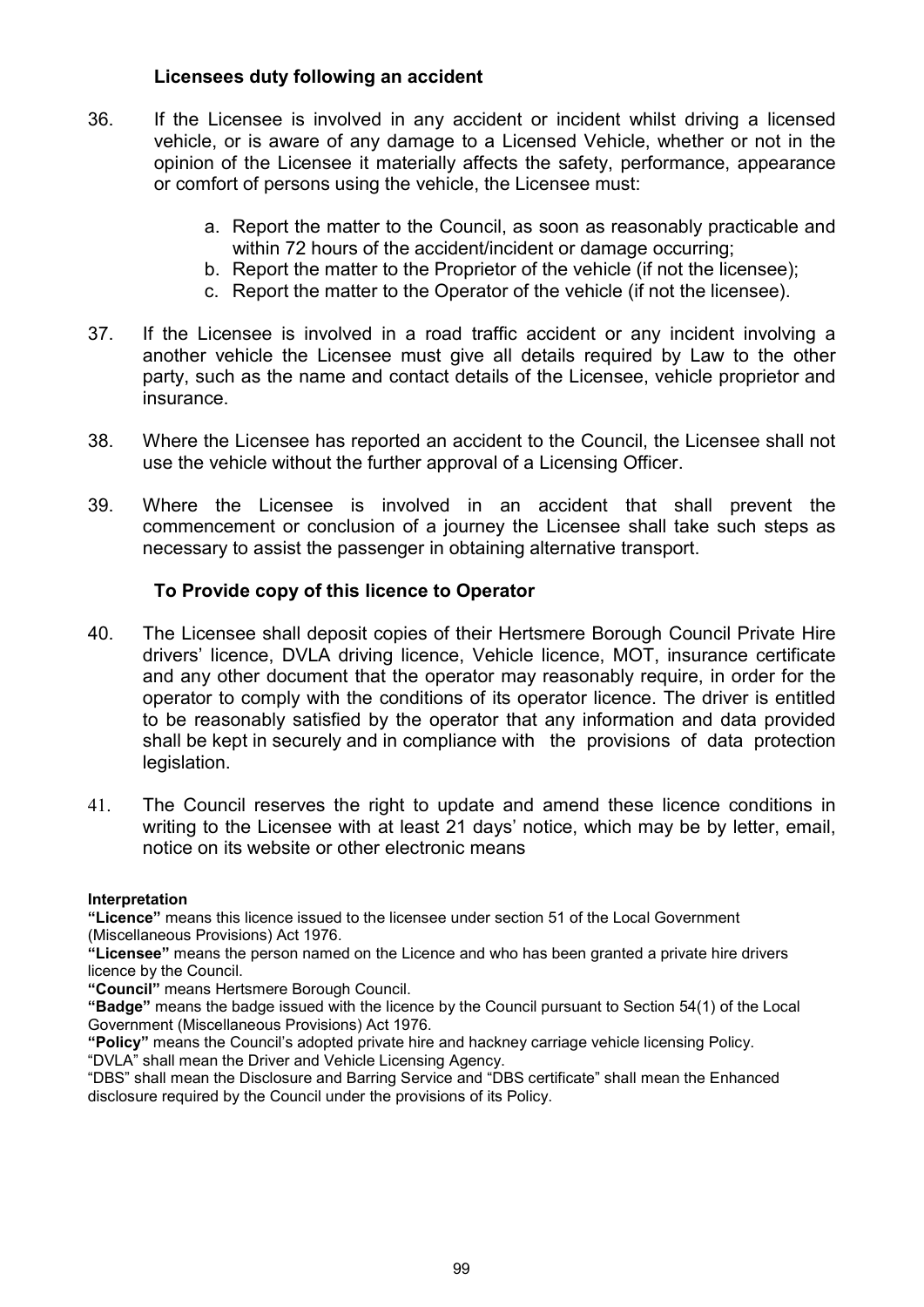### Licensees duty following an accident

36. If the Licensee is involved in any accident or incident whilst driving a licensed vehicle, or is aware of any damage to a Licensed Vehicle, whether or not in the opinion of the Licensee it materially affects the safety, performance, appearance or comfort of persons using the vehicle, the Licensee must:

    a. Report the matter to the Council, as soon as reasonably practicable and within 72 hours of the accident/incident or damage occurring;
    b. Report the matter to the Proprietor of the vehicle (if not the licensee);
    c. Report the matter to the Operator of the vehicle (if not the licensee).

37. If the Licensee is involved in a road traffic accident or any incident involving a another vehicle the Licensee must give all details required by Law to the other party, such as the name and contact details of the Licensee, vehicle proprietor and insurance.

38. Where the Licensee has reported an accident to the Council, the Licensee shall not use the vehicle without the further approval of a Licensing Officer.

39. Where the Licensee is involved in an accident that shall prevent the commencement or conclusion of a journey the Licensee shall take such steps as necessary to assist the passenger in obtaining alternative transport.

### To Provide copy of this licence to Operator

40. The Licensee shall deposit copies of their Hertsmere Borough Council Private Hire drivers' licence, DVLA driving licence, Vehicle licence, MOT, insurance certificate and any other document that the operator may reasonably require, in order for the operator to comply with the conditions of its operator licence. The driver is entitled to be reasonably satisfied by the operator that any information and data provided shall be kept in securely and in compliance with the provisions of data protection legislation.

41. The Council reserves the right to update and amend these licence conditions in writing to the Licensee with at least 21 days' notice, which may be by letter, email, notice on its website or other electronic means

**Interpretation**

**"Licence"** means this licence issued to the licensee under section 51 of the Local Government (Miscellaneous Provisions) Act 1976.

**"Licensee"** means the person named on the Licence and who has been granted a private hire drivers licence by the Council.

**"Council"** means Hertsmere Borough Council.

**"Badge"** means the badge issued with the licence by the Council pursuant to Section 54(1) of the Local Government (Miscellaneous Provisions) Act 1976.

**"Policy"** means the Council's adopted private hire and hackney carriage vehicle licensing Policy.

"DVLA" shall mean the Driver and Vehicle Licensing Agency.

"DBS" shall mean the Disclosure and Barring Service and "DBS certificate" shall mean the Enhanced disclosure required by the Council under the provisions of its Policy.